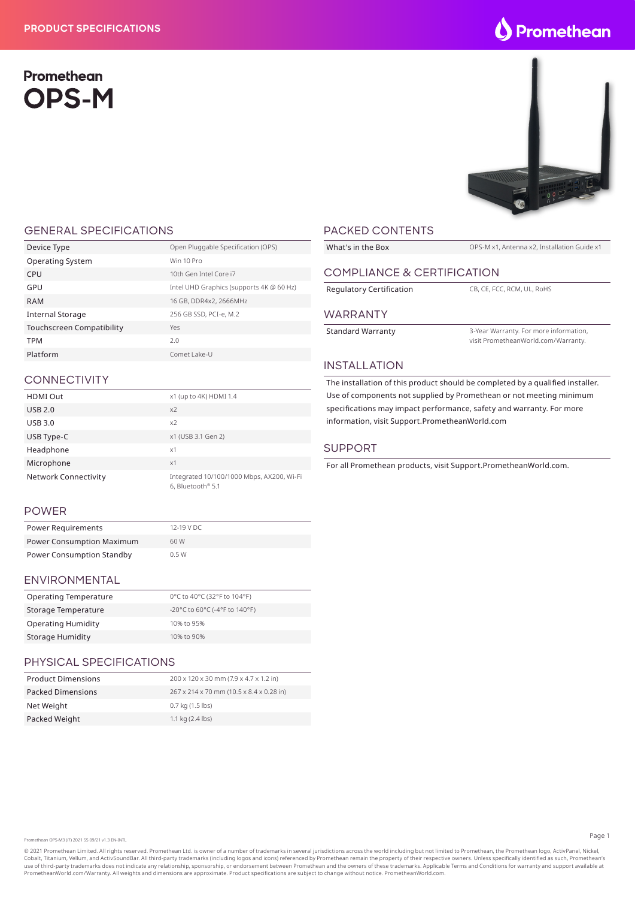# Promethean OPS-M

## GENERAL SPECIFICATIONS

| | |
|---|---|
| Device Type | Open Pluggable Specification (OPS) |
| Operating System | Win 10 Pro |
| CPU | 10th Gen Intel Core i7 |
| GPU | Intel UHD Graphics (supports 4K @ 60 Hz) |
| RAM | 16 GB, DDR4x2, 2666MHz |
| Internal Storage | 256 GB SSD, PCI-e, M.2 |
| Touchscreen Compatibility | Yes |
| TPM | 2.0 |
| Platform | Comet Lake-U |

## CONNECTIVITY

| | |
|---|---|
| HDMI Out | x1 (up to 4K) HDMI 1.4 |
| USB 2.0 | x2 |
| USB 3.0 | x2 |
| USB Type-C | x1 (USB 3.1 Gen 2) |
| Headphone | x1 |
| Microphone | x1 |
| Network Connectivity | Integrated 10/100/1000 Mbps, AX200, Wi-Fi 6, Bluetooth® 5.1 |

## POWER

| | |
|---|---|
| Power Requirements | 12-19 V DC |
| Power Consumption Maximum | 60 W |
| Power Consumption Standby | 0.5 W |

## ENVIRONMENTAL

| | |
|---|---|
| Operating Temperature | 0°C to 40°C (32°F to 104°F) |
| Storage Temperature | -20°C to 60°C (-4°F to 140°F) |
| Operating Humidity | 10% to 95% |
| Storage Humidity | 10% to 90% |

## PHYSICAL SPECIFICATIONS

| | |
|---|---|
| Product Dimensions | 200 x 120 x 30 mm (7.9 x 4.7 x 1.2 in) |
| Packed Dimensions | 267 x 214 x 70 mm (10.5 x 8.4 x 0.28 in) |
| Net Weight | 0.7 kg (1.5 lbs) |
| Packed Weight | 1.1 kg (2.4 lbs) |

## PACKED CONTENTS

| | |
|---|---|
| What's in the Box | OPS-M x1, Antenna x2, Installation Guide x1 |

## COMPLIANCE & CERTIFICATION

| | |
|---|---|
| Regulatory Certification | CB, CE, FCC, RCM, UL, RoHS |

## WARRANTY

| | |
|---|---|
| Standard Warranty | 3-Year Warranty. For more information, visit PrometheanWorld.com/Warranty. |

## INSTALLATION

The installation of this product should be completed by a qualified installer. Use of components not supplied by Promethean or not meeting minimum specifications may impact performance, safety and warranty. For more information, visit Support.PrometheanWorld.com

## SUPPORT

For all Promethean products, visit Support.PrometheanWorld.com.

Promethean OPS-M3 (i7) 2021 SS 09/21 v1.3 EN-INTL

© 2021 Promethean Limited. All rights reserved. Promethean Ltd. is owner of a number of trademarks in several jurisdictions across the world including but not limited to Promethean, the Promethean logo, ActivPanel, Nickel, Cobalt, Titanium, Vellum, and ActivSoundBar. All third-party trademarks (including logos and icons) referenced by Promethean remain the property of their respective owners. Unless specifically identified as such, Promethean's use of third-party trademarks does not indicate any relationship, sponsorship, or endorsement between Promethean and the owners of these trademarks. Applicable Terms and Conditions for warranty and support available at PrometheanWorld.com/Warranty. All weights and dimensions are approximate. Product specifications are subject to change without notice. PrometheanWorld.com.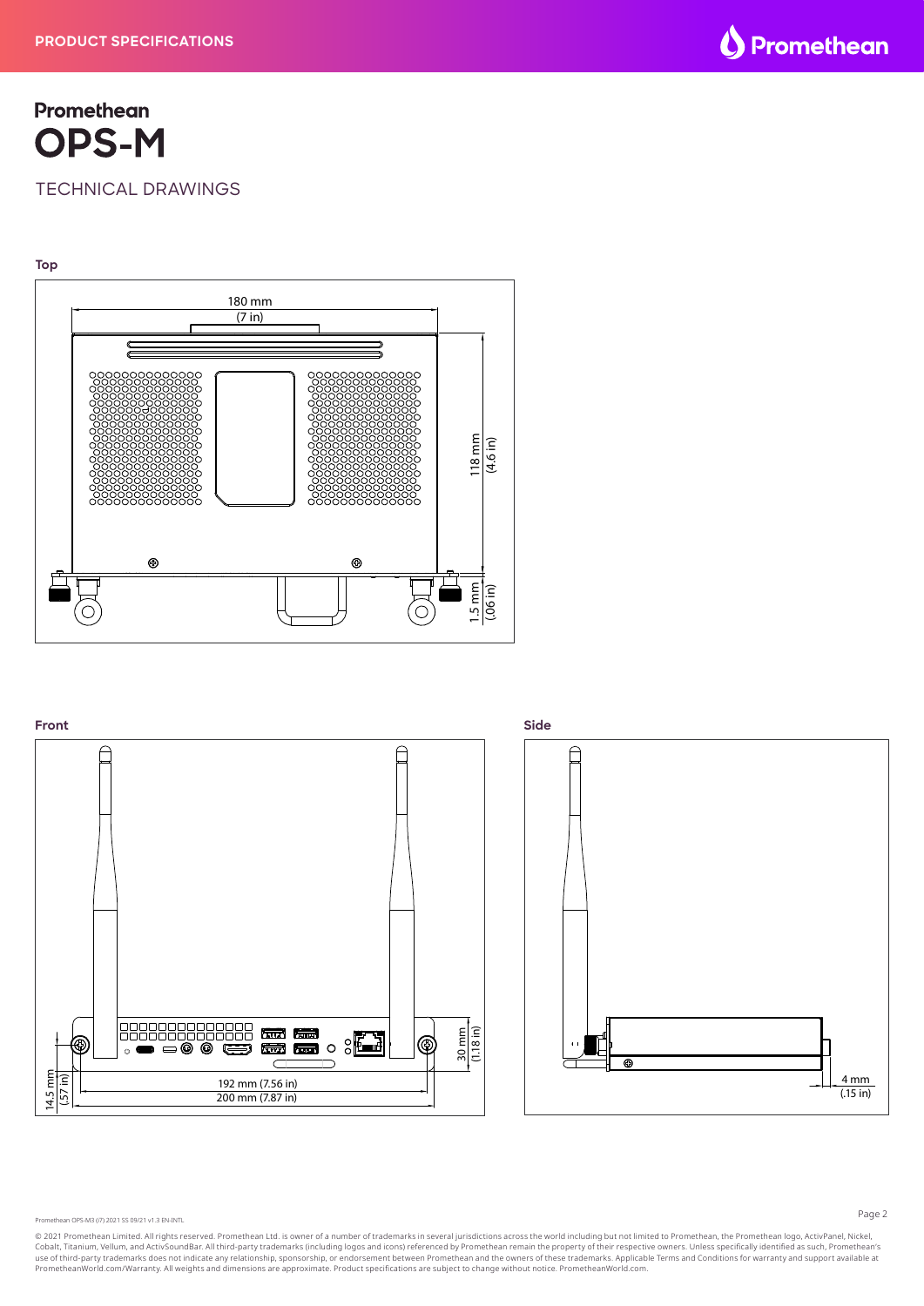# Promethean
# OPS-M

## TECHNICAL DRAWINGS

**Top**

180 mm
(7 in)

118 mm
(4.6 in)

1.5 mm
(.06 in)

**Front**

30 mm
(1.18 in)

14.5 mm
(.57 in)

192 mm (7.56 in)
200 mm (7.87 in)

**Side**

4 mm
(.15 in)

Promethean OPS-M3 (i7) 2021 SS 09/21 v1.3 EN-INTL

© 2021 Promethean Limited. All rights reserved. Promethean Ltd. is owner of a number of trademarks in several jurisdictions across the world including but not limited to Promethean, the Promethean logo, ActivPanel, Nickel, Cobalt, Titanium, Vellum, and ActivSoundBar. All third-party trademarks (including logos and icons) referenced by Promethean remain the property of their respective owners. Unless specifically identified as such, Promethean's use of third-party trademarks does not indicate any relationship, sponsorship, or endorsement between Promethean and the owners of these trademarks. Applicable Terms and Conditions for warranty and support available at PrometheanWorld.com/Warranty. All weights and dimensions are approximate. Product specifications are subject to change without notice. PrometheanWorld.com.